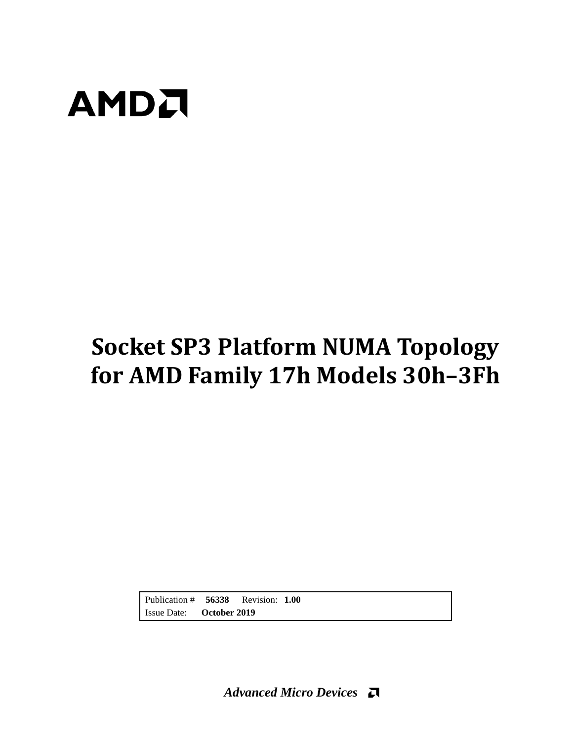AMD

# Socket SP3 Platform NUMA Topology for AMD Family 17h Models 30h–3Fh

| Publication # **56338** Revision: **1.00** |
| --- |
| Issue Date: **October 2019** |

*Advanced Micro Devices*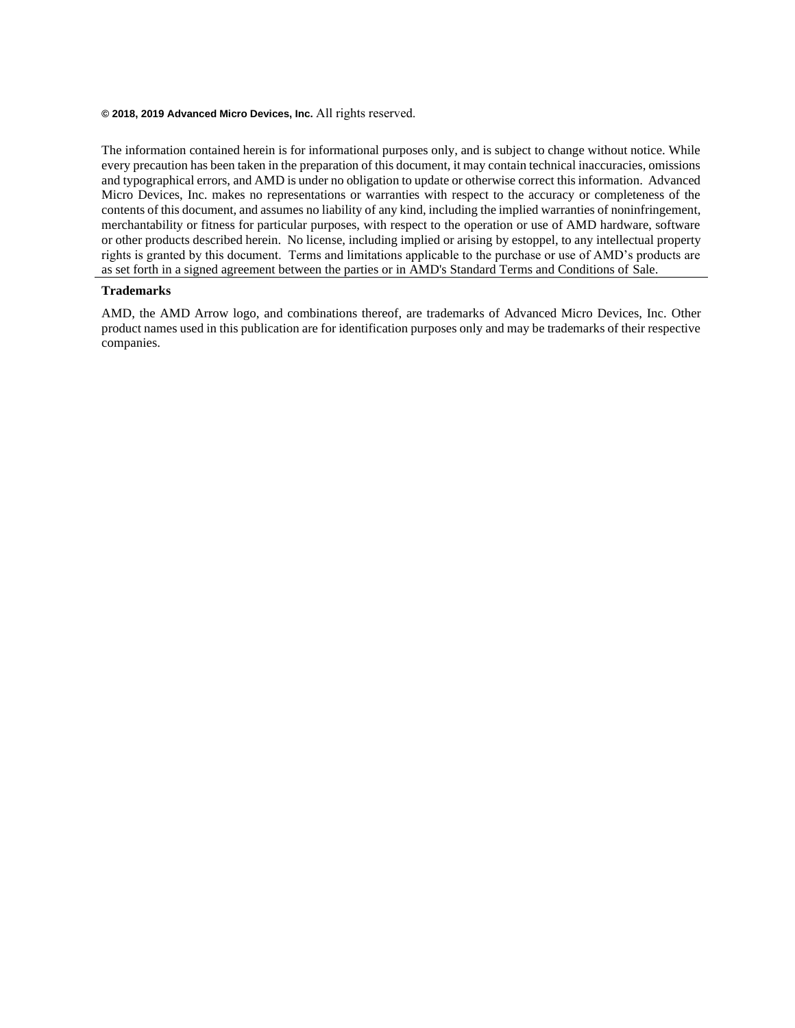**© 2018, 2019 Advanced Micro Devices, Inc.** All rights reserved.

The information contained herein is for informational purposes only, and is subject to change without notice. While every precaution has been taken in the preparation of this document, it may contain technical inaccuracies, omissions and typographical errors, and AMD is under no obligation to update or otherwise correct this information. Advanced Micro Devices, Inc. makes no representations or warranties with respect to the accuracy or completeness of the contents of this document, and assumes no liability of any kind, including the implied warranties of noninfringement, merchantability or fitness for particular purposes, with respect to the operation or use of AMD hardware, software or other products described herein. No license, including implied or arising by estoppel, to any intellectual property rights is granted by this document. Terms and limitations applicable to the purchase or use of AMD's products are as set forth in a signed agreement between the parties or in AMD's Standard Terms and Conditions of Sale.

**Trademarks**

AMD, the AMD Arrow logo, and combinations thereof, are trademarks of Advanced Micro Devices, Inc. Other product names used in this publication are for identification purposes only and may be trademarks of their respective companies.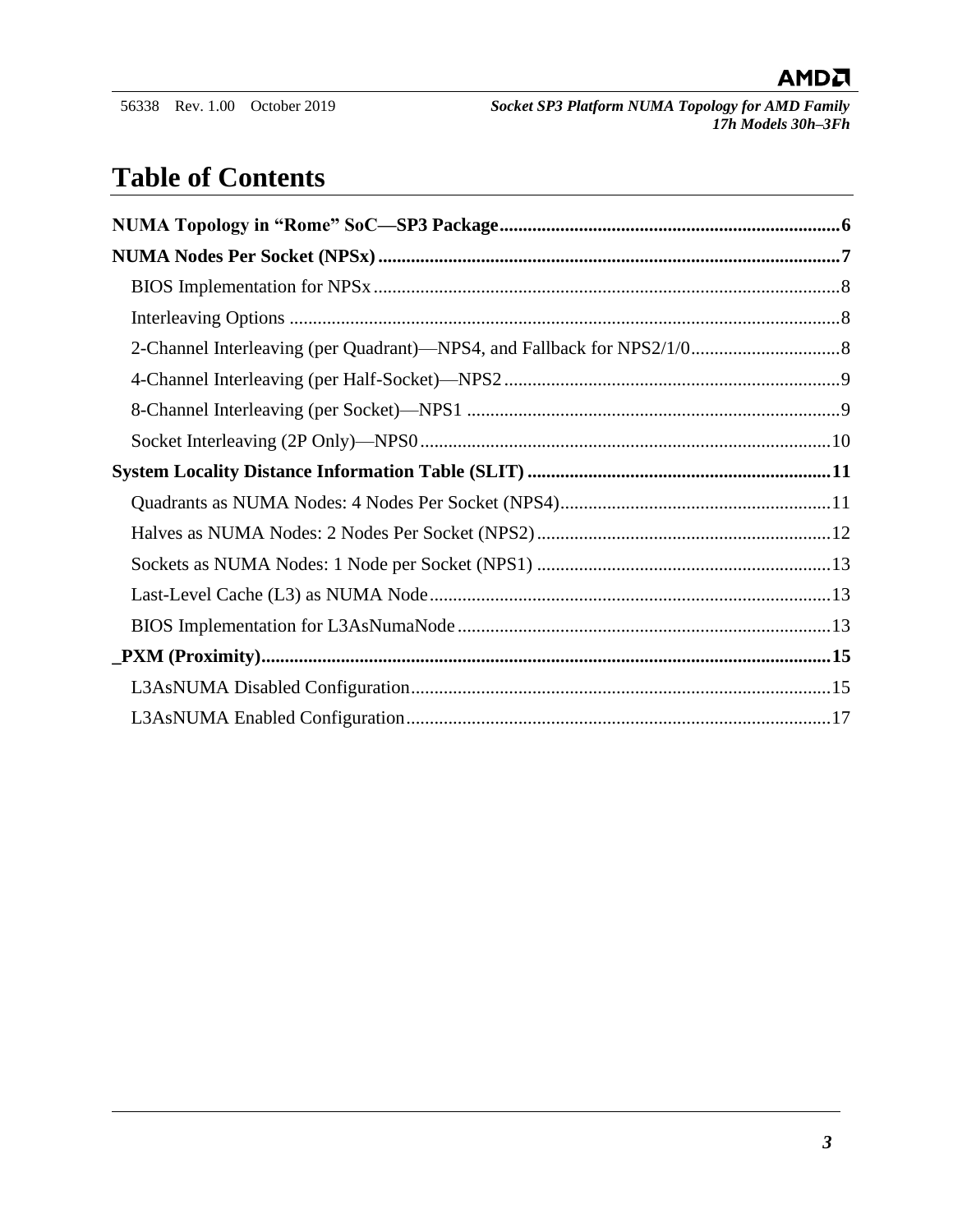# Table of Contents

**NUMA Topology in "Rome" SoC—SP3 Package ........................................................................6**

**NUMA Nodes Per Socket (NPSx) ..................................................................................................7**

- BIOS Implementation for NPSx ..................................................................................................8
- Interleaving Options .....................................................................................................................8
- 2-Channel Interleaving (per Quadrant)—NPS4, and Fallback for NPS2/1/0................................8
- 4-Channel Interleaving (per Half-Socket)—NPS2 .......................................................................9
- 8-Channel Interleaving (per Socket)—NPS1 ...............................................................................9
- Socket Interleaving (2P Only)—NPS0 .......................................................................................10

**System Locality Distance Information Table (SLIT) ................................................................11**

- Quadrants as NUMA Nodes: 4 Nodes Per Socket (NPS4).........................................................11
- Halves as NUMA Nodes: 2 Nodes Per Socket (NPS2) ..............................................................12
- Sockets as NUMA Nodes: 1 Node per Socket (NPS1) ..............................................................13
- Last-Level Cache (L3) as NUMA Node .....................................................................................13
- BIOS Implementation for L3AsNumaNode ...............................................................................13

**_PXM (Proximity)........................................................................................................................15**

- L3AsNUMA Disabled Configuration.........................................................................................15
- L3AsNUMA Enabled Configuration..........................................................................................17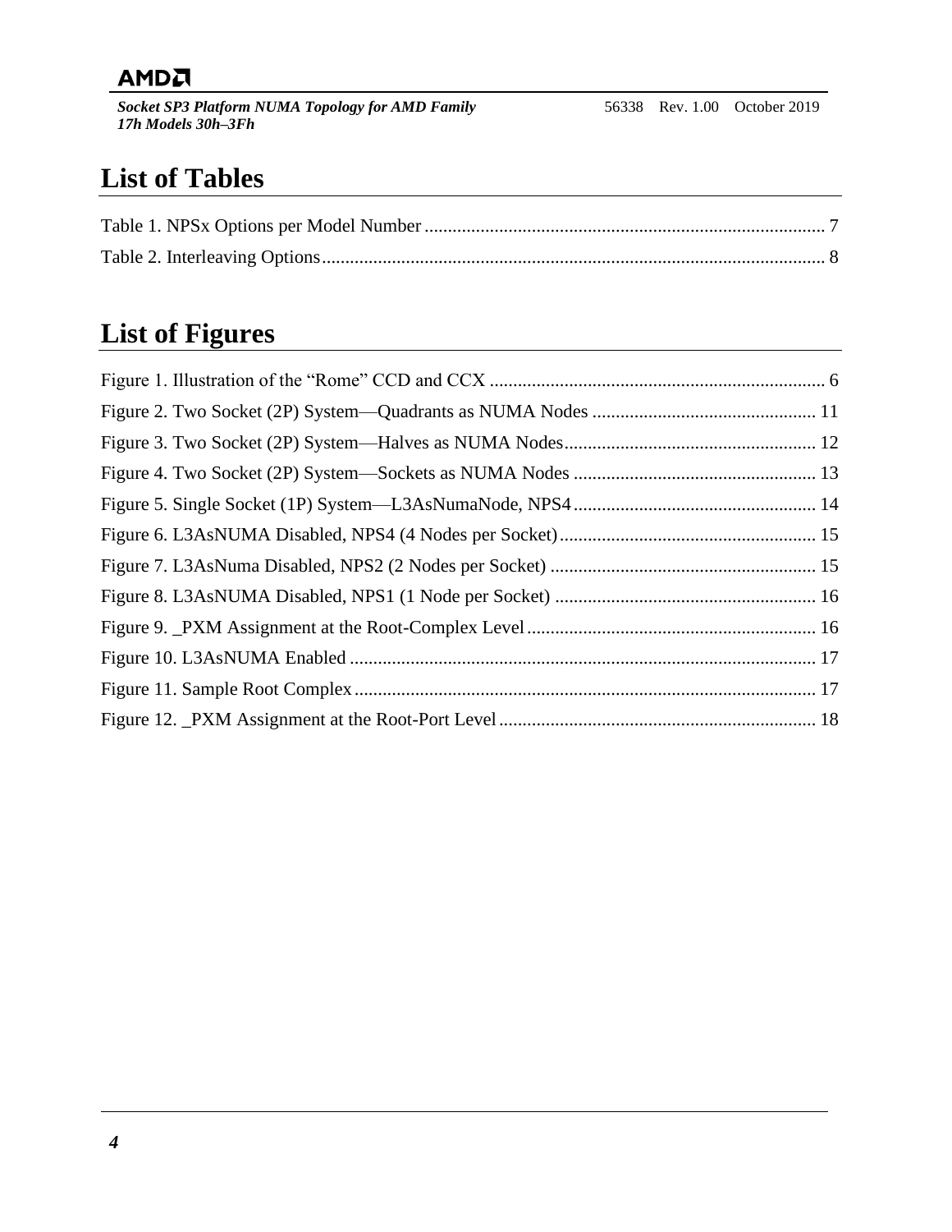# List of Tables

Table 1. NPSx Options per Model Number ........................................................................................ 7

Table 2. Interleaving Options ............................................................................................................ 8

# List of Figures

Figure 1. Illustration of the “Rome” CCD and CCX ........................................................................ 6

Figure 2. Two Socket (2P) System—Quadrants as NUMA Nodes ................................................ 11

Figure 3. Two Socket (2P) System—Halves as NUMA Nodes ...................................................... 12

Figure 4. Two Socket (2P) System—Sockets as NUMA Nodes .................................................... 13

Figure 5. Single Socket (1P) System—L3AsNumaNode, NPS4 .................................................... 14

Figure 6. L3AsNUMA Disabled, NPS4 (4 Nodes per Socket) ....................................................... 15

Figure 7. L3AsNuma Disabled, NPS2 (2 Nodes per Socket) ......................................................... 15

Figure 8. L3AsNUMA Disabled, NPS1 (1 Node per Socket) ........................................................ 16

Figure 9. _PXM Assignment at the Root-Complex Level .............................................................. 16

Figure 10. L3AsNUMA Enabled .................................................................................................... 17

Figure 11. Sample Root Complex ................................................................................................... 17

Figure 12. _PXM Assignment at the Root-Port Level .................................................................... 18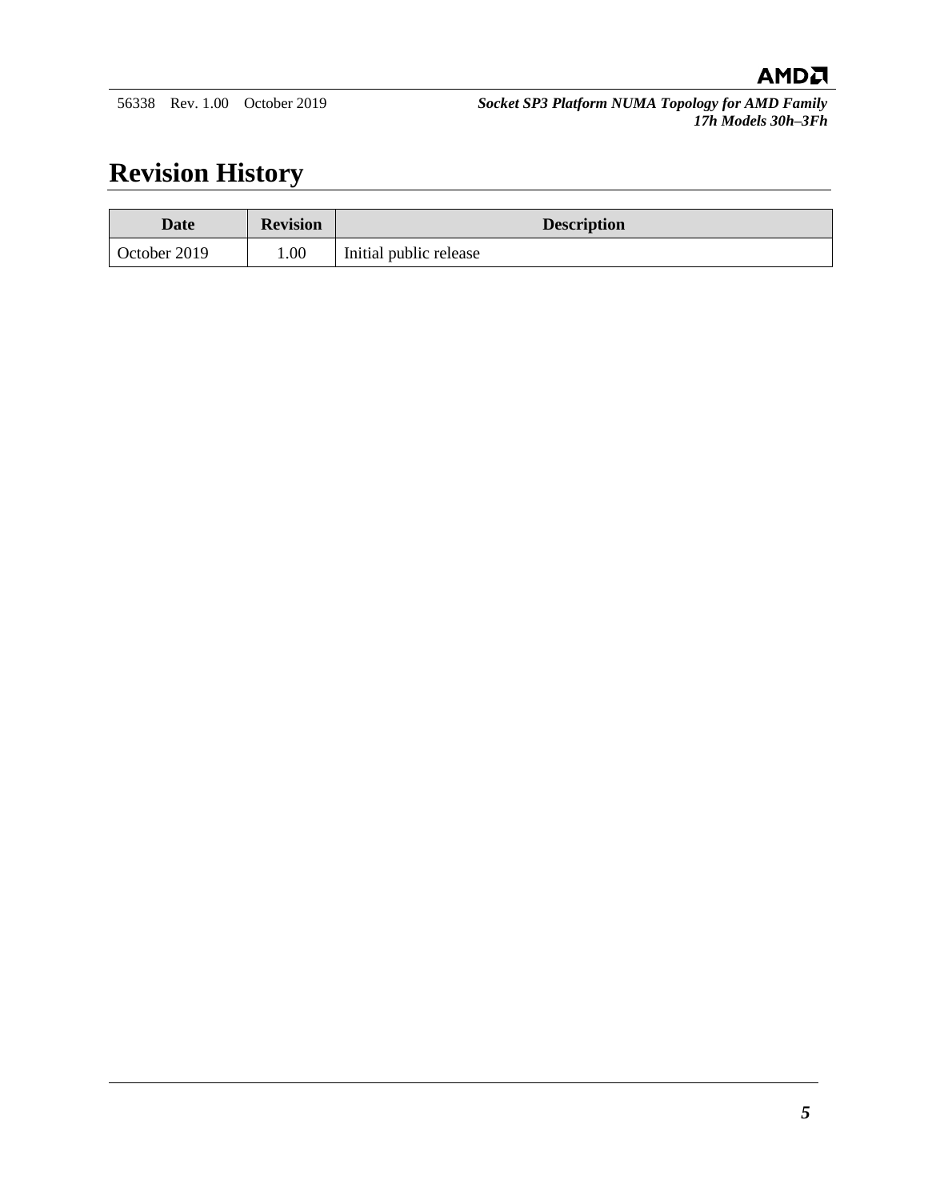# Revision History

| Date | Revision | Description |
| --- | --- | --- |
| October 2019 | 1.00 | Initial public release |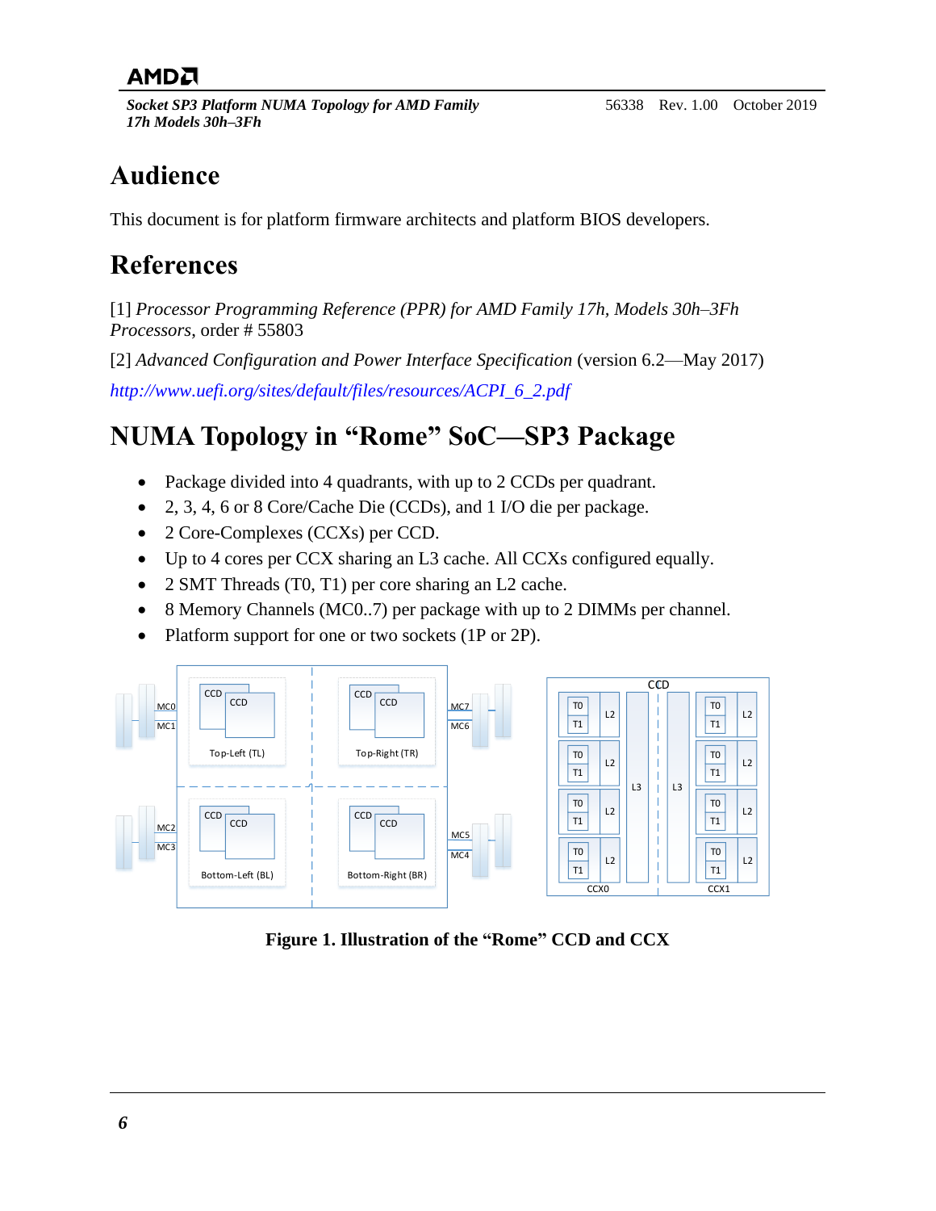## Audience

This document is for platform firmware architects and platform BIOS developers.

## References

[1] *Processor Programming Reference (PPR) for AMD Family 17h, Models 30h–3Fh Processors*, order # 55803

[2] *Advanced Configuration and Power Interface Specification* (version 6.2—May 2017)

*http://www.uefi.org/sites/default/files/resources/ACPI_6_2.pdf*

## NUMA Topology in "Rome" SoC—SP3 Package

- Package divided into 4 quadrants, with up to 2 CCDs per quadrant.
- 2, 3, 4, 6 or 8 Core/Cache Die (CCDs), and 1 I/O die per package.
- 2 Core-Complexes (CCXs) per CCD.
- Up to 4 cores per CCX sharing an L3 cache. All CCXs configured equally.
- 2 SMT Threads (T0, T1) per core sharing an L2 cache.
- 8 Memory Channels (MC0..7) per package with up to 2 DIMMs per channel.
- Platform support for one or two sockets (1P or 2P).

**Figure 1. Illustration of the "Rome" CCD and CCX**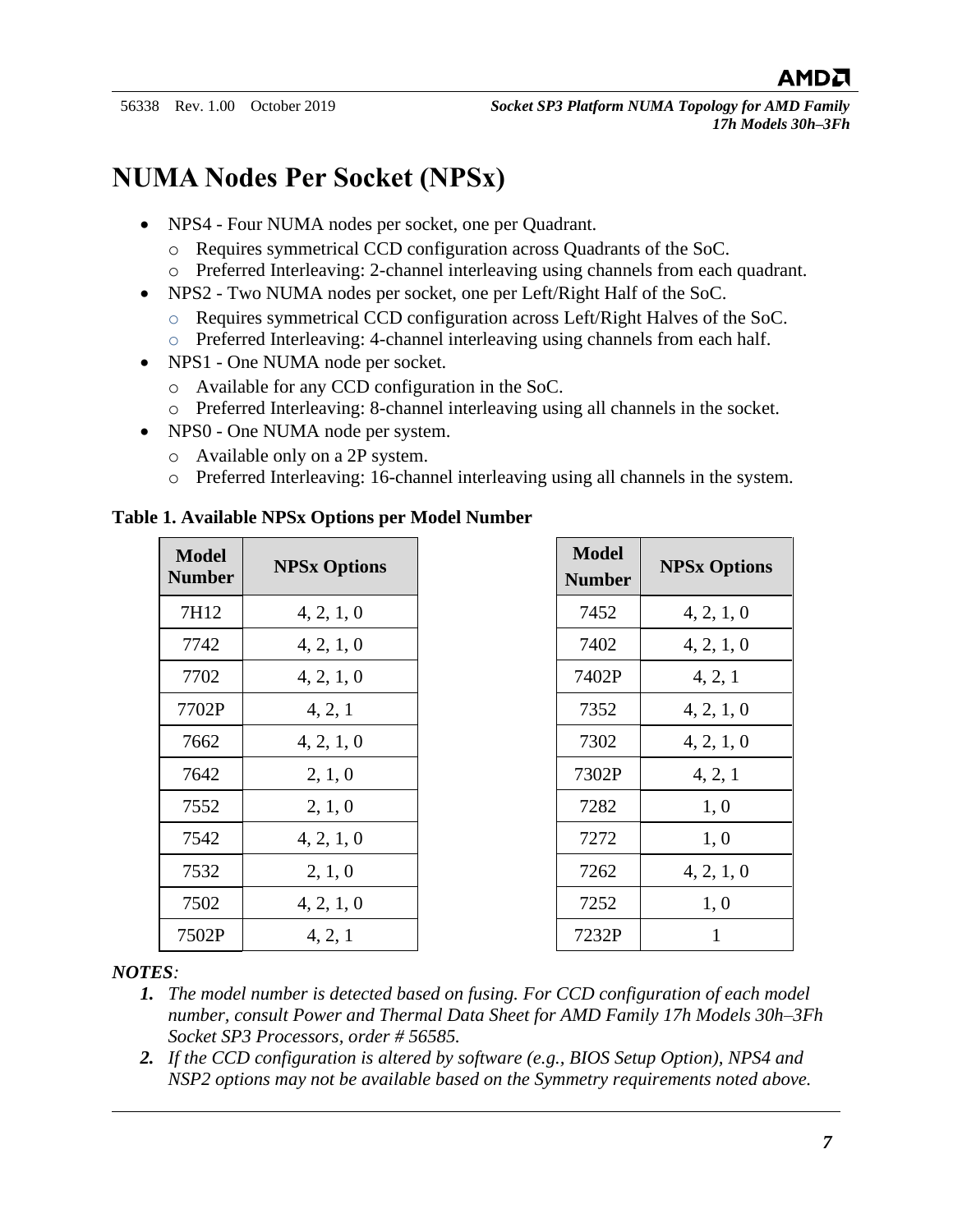# NUMA Nodes Per Socket (NPSx)

- NPS4 - Four NUMA nodes per socket, one per Quadrant.
  - Requires symmetrical CCD configuration across Quadrants of the SoC.
  - Preferred Interleaving: 2-channel interleaving using channels from each quadrant.
- NPS2 - Two NUMA nodes per socket, one per Left/Right Half of the SoC.
  - Requires symmetrical CCD configuration across Left/Right Halves of the SoC.
  - Preferred Interleaving: 4-channel interleaving using channels from each half.
- NPS1 - One NUMA node per socket.
  - Available for any CCD configuration in the SoC.
  - Preferred Interleaving: 8-channel interleaving using all channels in the socket.
- NPS0 - One NUMA node per system.
  - Available only on a 2P system.
  - Preferred Interleaving: 16-channel interleaving using all channels in the system.

**Table 1. Available NPSx Options per Model Number**

| Model Number | NPSx Options |
|---|---|
| 7H12 | 4, 2, 1, 0 |
| 7742 | 4, 2, 1, 0 |
| 7702 | 4, 2, 1, 0 |
| 7702P | 4, 2, 1 |
| 7662 | 4, 2, 1, 0 |
| 7642 | 2, 1, 0 |
| 7552 | 2, 1, 0 |
| 7542 | 4, 2, 1, 0 |
| 7532 | 2, 1, 0 |
| 7502 | 4, 2, 1, 0 |
| 7502P | 4, 2, 1 |
| 7452 | 4, 2, 1, 0 |
| 7402 | 4, 2, 1, 0 |
| 7402P | 4, 2, 1 |
| 7352 | 4, 2, 1, 0 |
| 7302 | 4, 2, 1, 0 |
| 7302P | 4, 2, 1 |
| 7282 | 1, 0 |
| 7272 | 1, 0 |
| 7262 | 4, 2, 1, 0 |
| 7252 | 1, 0 |
| 7232P | 1 |

***NOTES:***

1. *The model number is detected based on fusing. For CCD configuration of each model number, consult Power and Thermal Data Sheet for AMD Family 17h Models 30h–3Fh Socket SP3 Processors, order # 56585.*
2. *If the CCD configuration is altered by software (e.g., BIOS Setup Option), NPS4 and NSP2 options may not be available based on the Symmetry requirements noted above.*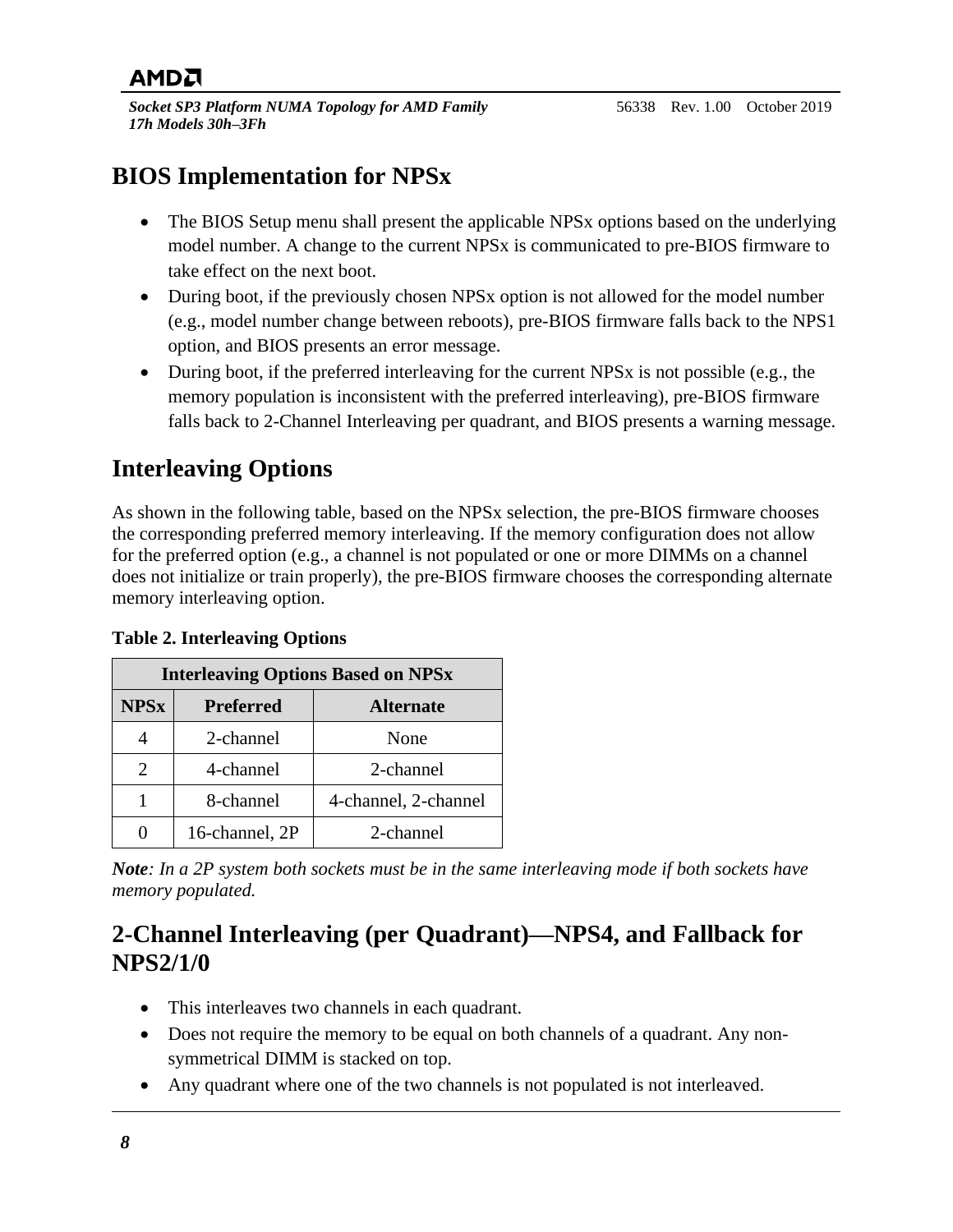# BIOS Implementation for NPSx

- The BIOS Setup menu shall present the applicable NPSx options based on the underlying model number. A change to the current NPSx is communicated to pre-BIOS firmware to take effect on the next boot.
- During boot, if the previously chosen NPSx option is not allowed for the model number (e.g., model number change between reboots), pre-BIOS firmware falls back to the NPS1 option, and BIOS presents an error message.
- During boot, if the preferred interleaving for the current NPSx is not possible (e.g., the memory population is inconsistent with the preferred interleaving), pre-BIOS firmware falls back to 2-Channel Interleaving per quadrant, and BIOS presents a warning message.

# Interleaving Options

As shown in the following table, based on the NPSx selection, the pre-BIOS firmware chooses the corresponding preferred memory interleaving. If the memory configuration does not allow for the preferred option (e.g., a channel is not populated or one or more DIMMs on a channel does not initialize or train properly), the pre-BIOS firmware chooses the corresponding alternate memory interleaving option.

**Table 2. Interleaving Options**

| Interleaving Options Based on NPSx | | |
|---|---|---|
| **NPSx** | **Preferred** | **Alternate** |
| 4 | 2-channel | None |
| 2 | 4-channel | 2-channel |
| 1 | 8-channel | 4-channel, 2-channel |
| 0 | 16-channel, 2P | 2-channel |

***Note**: In a 2P system both sockets must be in the same interleaving mode if both sockets have memory populated.*

# 2-Channel Interleaving (per Quadrant)—NPS4, and Fallback for NPS2/1/0

- This interleaves two channels in each quadrant.
- Does not require the memory to be equal on both channels of a quadrant. Any non-symmetrical DIMM is stacked on top.
- Any quadrant where one of the two channels is not populated is not interleaved.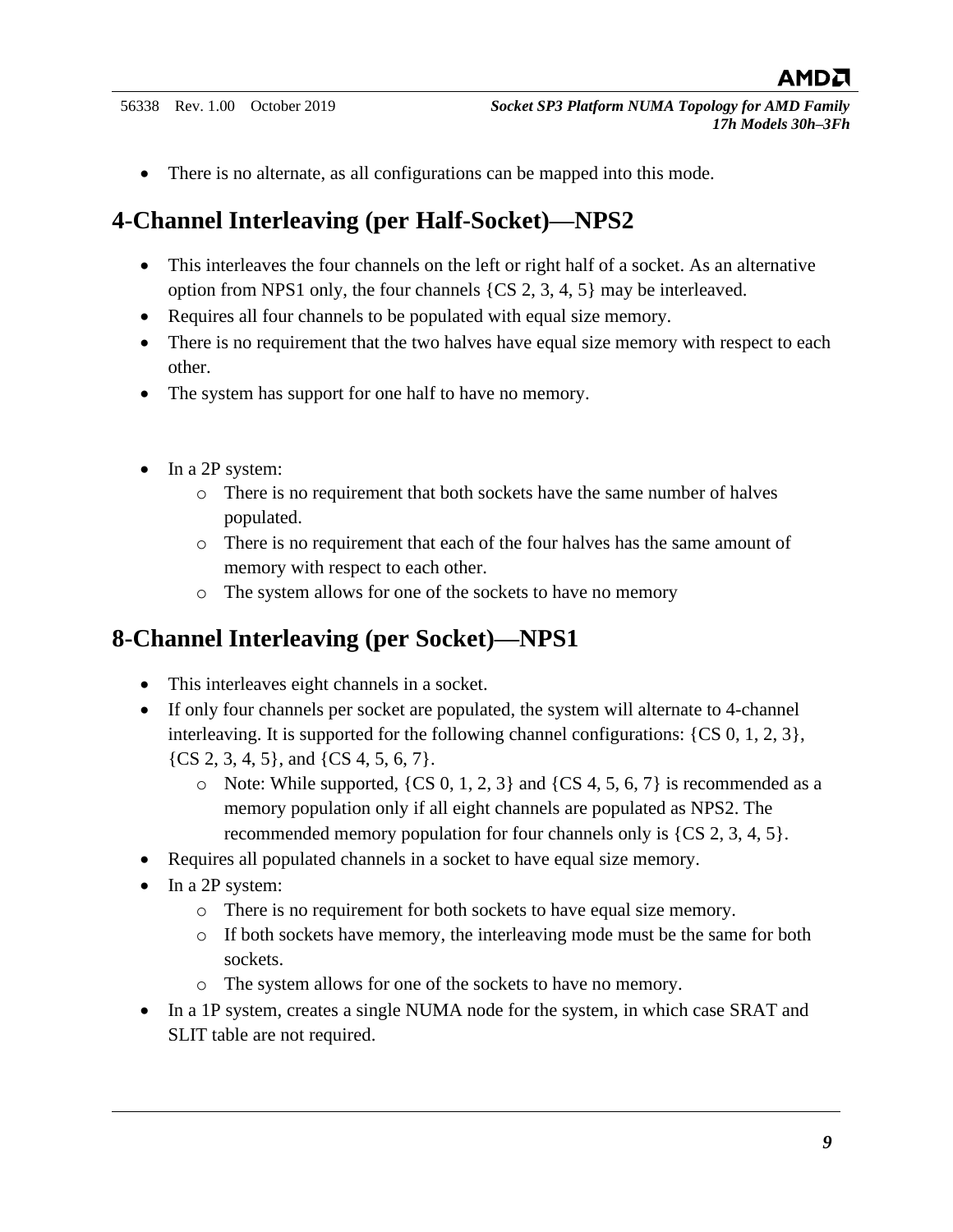- There is no alternate, as all configurations can be mapped into this mode.

## 4-Channel Interleaving (per Half-Socket)—NPS2

- This interleaves the four channels on the left or right half of a socket. As an alternative option from NPS1 only, the four channels {CS 2, 3, 4, 5} may be interleaved.
- Requires all four channels to be populated with equal size memory.
- There is no requirement that the two halves have equal size memory with respect to each other.
- The system has support for one half to have no memory.

- In a 2P system:
  - There is no requirement that both sockets have the same number of halves populated.
  - There is no requirement that each of the four halves has the same amount of memory with respect to each other.
  - The system allows for one of the sockets to have no memory

## 8-Channel Interleaving (per Socket)—NPS1

- This interleaves eight channels in a socket.
- If only four channels per socket are populated, the system will alternate to 4-channel interleaving. It is supported for the following channel configurations: {CS 0, 1, 2, 3}, {CS 2, 3, 4, 5}, and {CS 4, 5, 6, 7}.
  - Note: While supported, {CS 0, 1, 2, 3} and {CS 4, 5, 6, 7} is recommended as a memory population only if all eight channels are populated as NPS2. The recommended memory population for four channels only is {CS 2, 3, 4, 5}.
- Requires all populated channels in a socket to have equal size memory.
- In a 2P system:
  - There is no requirement for both sockets to have equal size memory.
  - If both sockets have memory, the interleaving mode must be the same for both sockets.
  - The system allows for one of the sockets to have no memory.
- In a 1P system, creates a single NUMA node for the system, in which case SRAT and SLIT table are not required.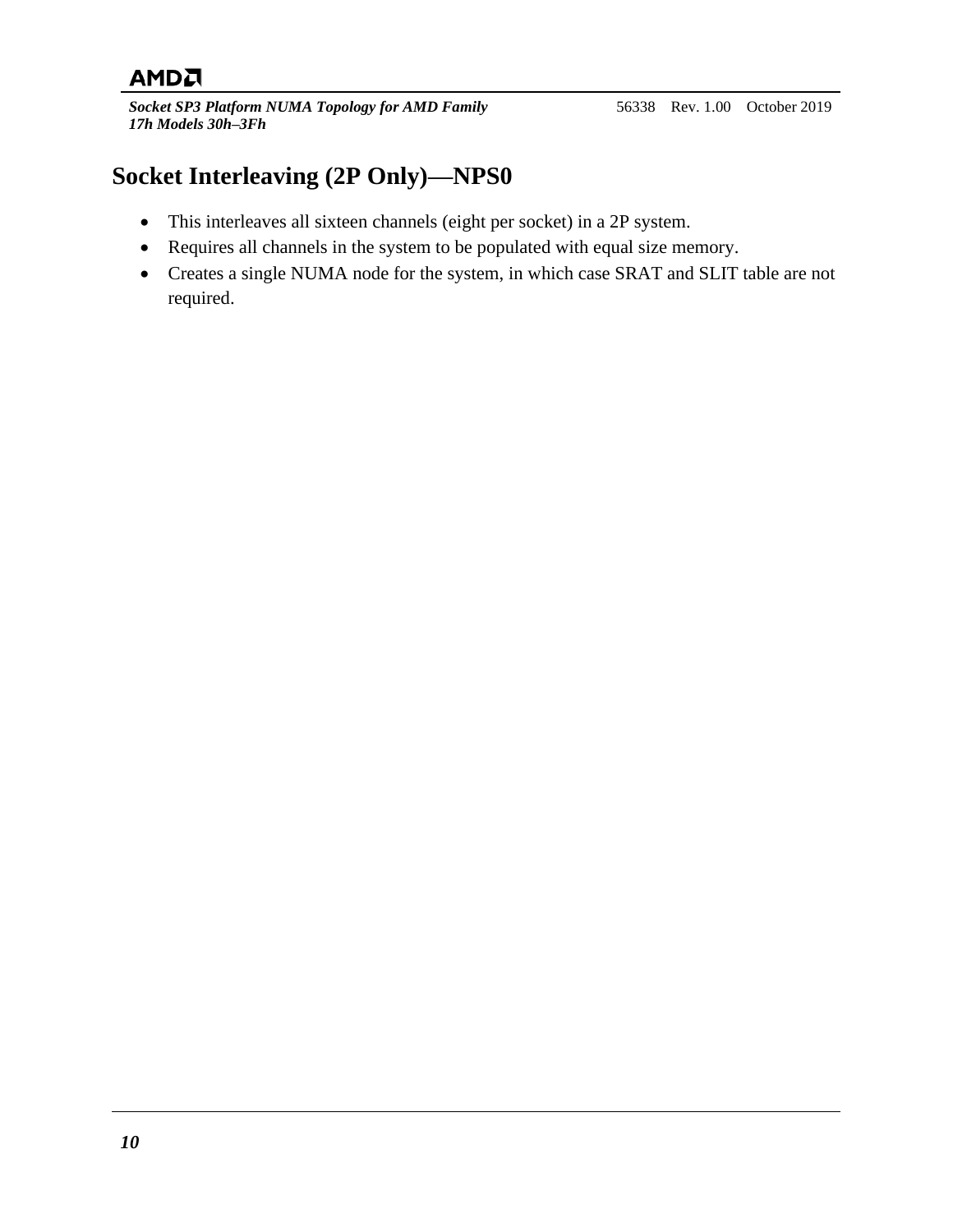# Socket Interleaving (2P Only)—NPS0

- This interleaves all sixteen channels (eight per socket) in a 2P system.
- Requires all channels in the system to be populated with equal size memory.
- Creates a single NUMA node for the system, in which case SRAT and SLIT table are not required.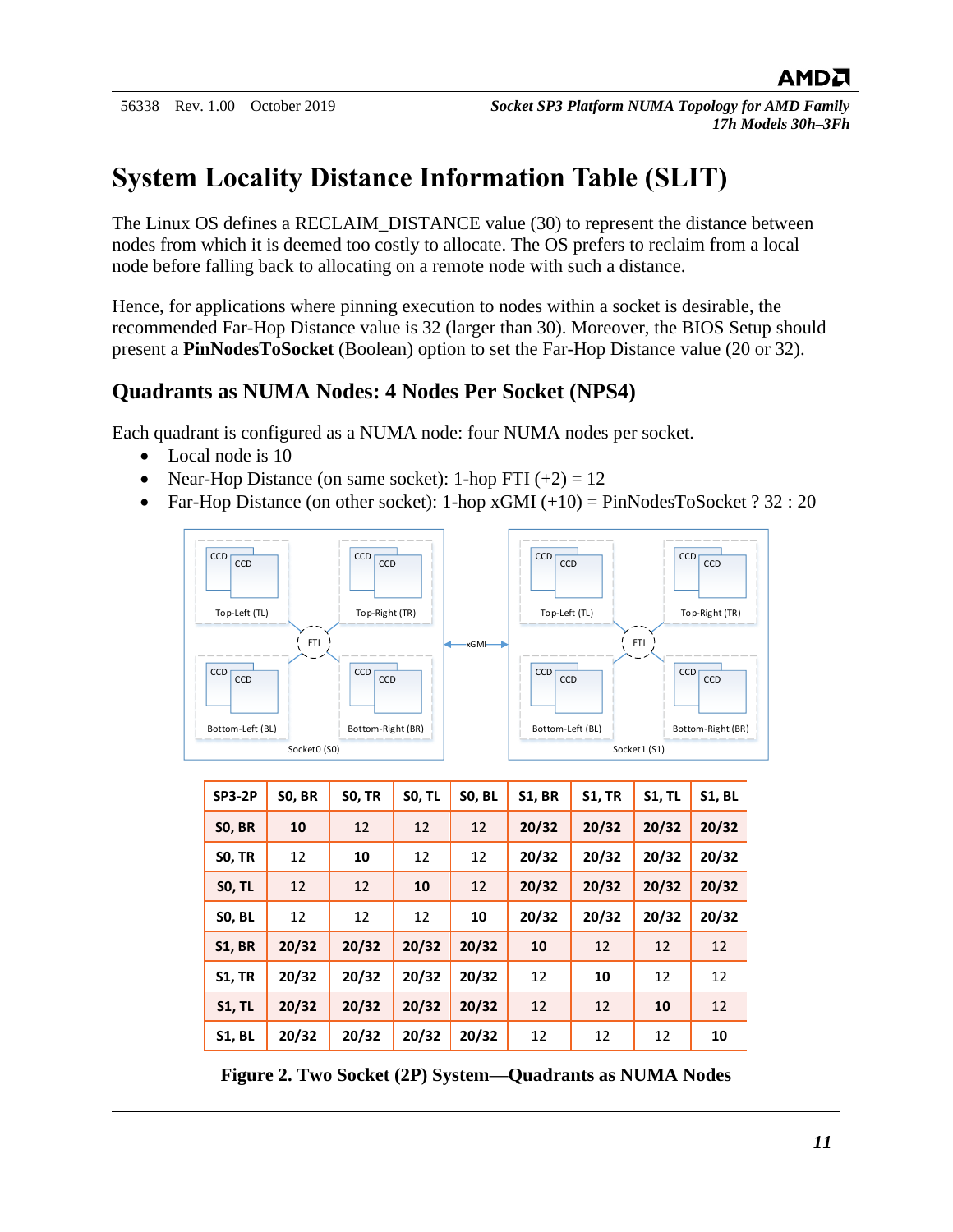# System Locality Distance Information Table (SLIT)

The Linux OS defines a RECLAIM_DISTANCE value (30) to represent the distance between nodes from which it is deemed too costly to allocate. The OS prefers to reclaim from a local node before falling back to allocating on a remote node with such a distance.

Hence, for applications where pinning execution to nodes within a socket is desirable, the recommended Far-Hop Distance value is 32 (larger than 30). Moreover, the BIOS Setup should present a **PinNodesToSocket** (Boolean) option to set the Far-Hop Distance value (20 or 32).

## Quadrants as NUMA Nodes: 4 Nodes Per Socket (NPS4)

Each quadrant is configured as a NUMA node: four NUMA nodes per socket.

- Local node is 10
- Near-Hop Distance (on same socket): 1-hop FTI (+2) = 12
- Far-Hop Distance (on other socket): 1-hop xGMI (+10) = PinNodesToSocket ? 32 : 20

| SP3-2P | S0, BR | S0, TR | S0, TL | S0, BL | S1, BR | S1, TR | S1, TL | S1, BL |
|---|---|---|---|---|---|---|---|---|
| **S0, BR** | **10** | 12 | 12 | 12 | **20/32** | **20/32** | **20/32** | **20/32** |
| **S0, TR** | 12 | **10** | 12 | 12 | **20/32** | **20/32** | **20/32** | **20/32** |
| **S0, TL** | 12 | 12 | **10** | 12 | **20/32** | **20/32** | **20/32** | **20/32** |
| **S0, BL** | 12 | 12 | 12 | **10** | **20/32** | **20/32** | **20/32** | **20/32** |
| **S1, BR** | **20/32** | **20/32** | **20/32** | **20/32** | **10** | 12 | 12 | 12 |
| **S1, TR** | **20/32** | **20/32** | **20/32** | **20/32** | 12 | **10** | 12 | 12 |
| **S1, TL** | **20/32** | **20/32** | **20/32** | **20/32** | 12 | 12 | **10** | 12 |
| **S1, BL** | **20/32** | **20/32** | **20/32** | **20/32** | 12 | 12 | 12 | **10** |

**Figure 2. Two Socket (2P) System—Quadrants as NUMA Nodes**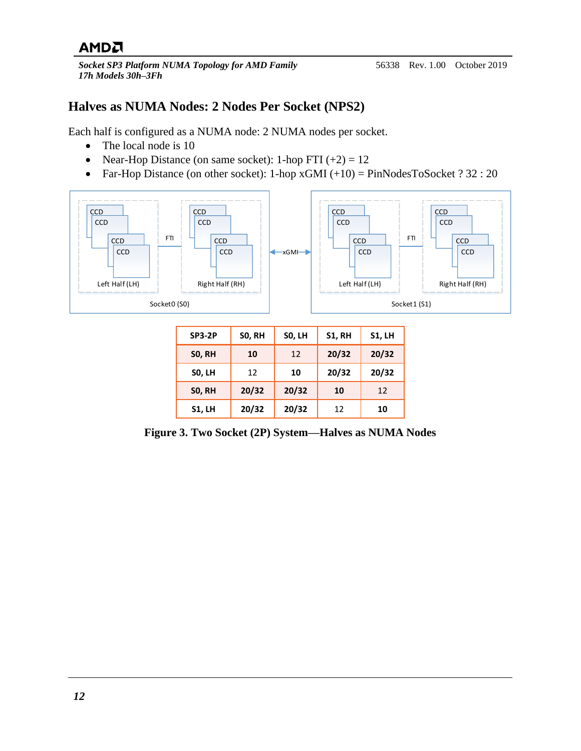## Halves as NUMA Nodes: 2 Nodes Per Socket (NPS2)

Each half is configured as a NUMA node: 2 NUMA nodes per socket.

- The local node is 10
- Near-Hop Distance (on same socket): 1-hop FTI (+2) = 12
- Far-Hop Distance (on other socket): 1-hop xGMI (+10) = PinNodesToSocket ? 32 : 20

| SP3-2P | S0, RH | S0, LH | S1, RH | S1, LH |
|---|---|---|---|---|
| **S0, RH** | **10** | 12 | **20/32** | **20/32** |
| **S0, LH** | 12 | **10** | **20/32** | **20/32** |
| **S0, RH** | **20/32** | **20/32** | **10** | 12 |
| **S1, LH** | **20/32** | **20/32** | 12 | **10** |

**Figure 3. Two Socket (2P) System—Halves as NUMA Nodes**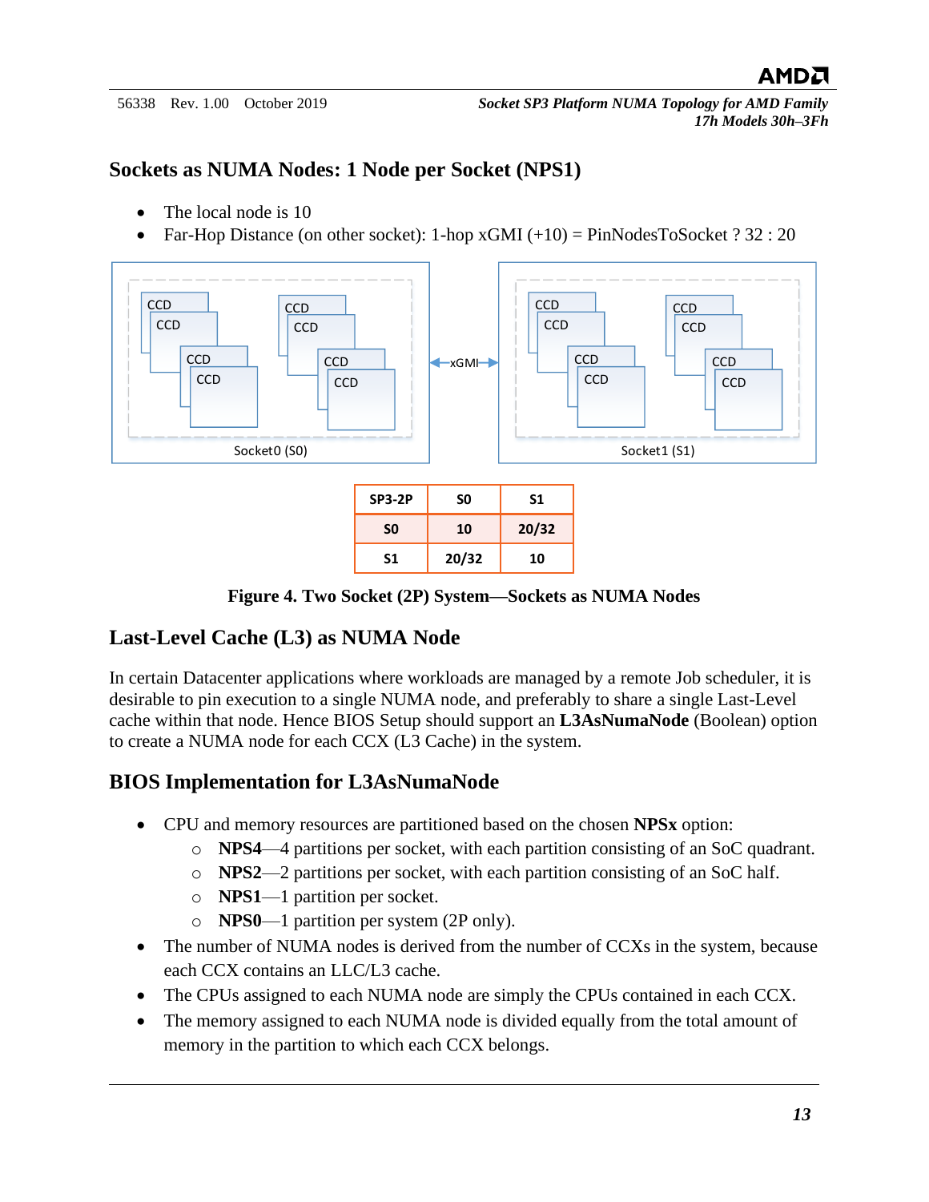## Sockets as NUMA Nodes: 1 Node per Socket (NPS1)

- The local node is 10
- Far-Hop Distance (on other socket): 1-hop xGMI (+10) = PinNodesToSocket ? 32 : 20

| SP3-2P | S0 | S1 |
|---|---|---|
| S0 | 10 | 20/32 |
| S1 | 20/32 | 10 |

**Figure 4. Two Socket (2P) System—Sockets as NUMA Nodes**

## Last-Level Cache (L3) as NUMA Node

In certain Datacenter applications where workloads are managed by a remote Job scheduler, it is desirable to pin execution to a single NUMA node, and preferably to share a single Last-Level cache within that node. Hence BIOS Setup should support an **L3AsNumaNode** (Boolean) option to create a NUMA node for each CCX (L3 Cache) in the system.

## BIOS Implementation for L3AsNumaNode

- CPU and memory resources are partitioned based on the chosen **NPSx** option:
  - **NPS4**—4 partitions per socket, with each partition consisting of an SoC quadrant.
  - **NPS2**—2 partitions per socket, with each partition consisting of an SoC half.
  - **NPS1**—1 partition per socket.
  - **NPS0**—1 partition per system (2P only).
- The number of NUMA nodes is derived from the number of CCXs in the system, because each CCX contains an LLC/L3 cache.
- The CPUs assigned to each NUMA node are simply the CPUs contained in each CCX.
- The memory assigned to each NUMA node is divided equally from the total amount of memory in the partition to which each CCX belongs.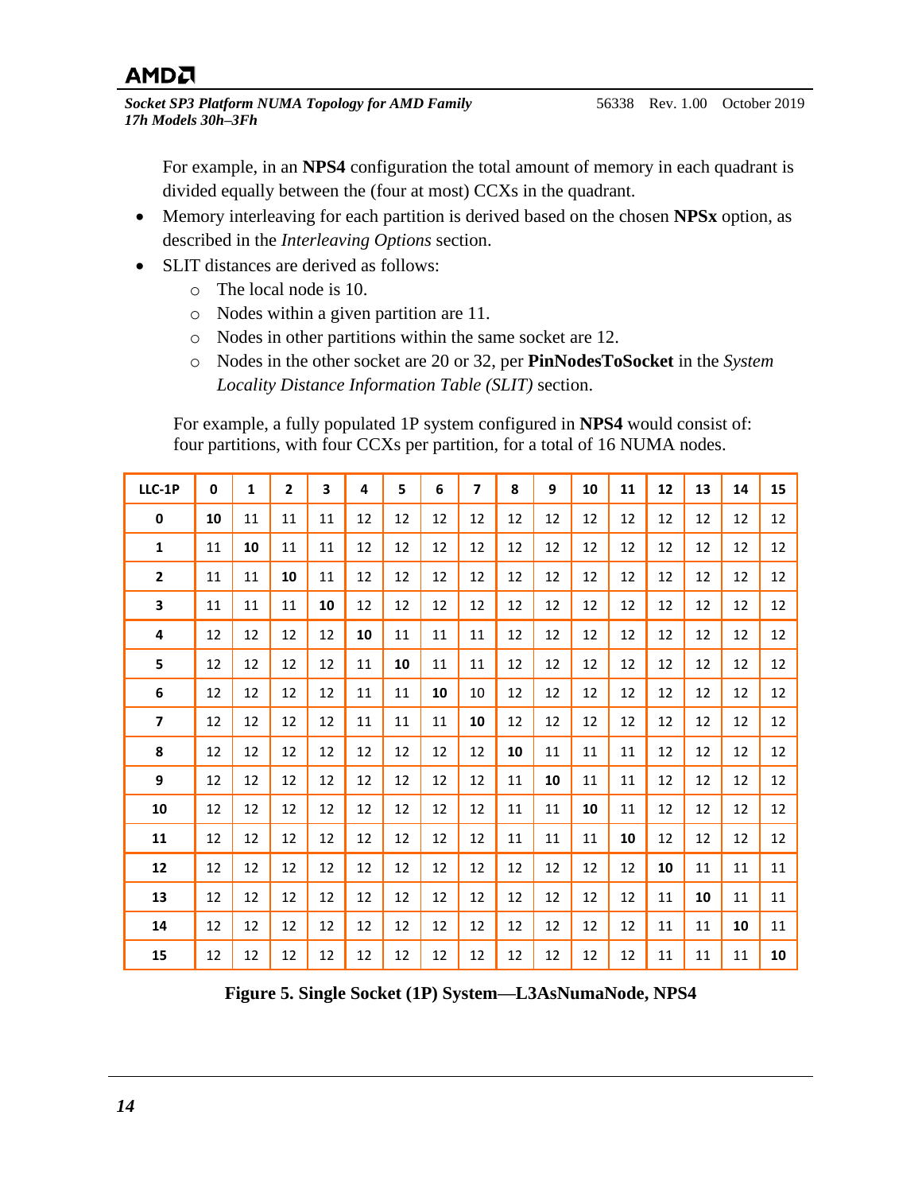For example, in an **NPS4** configuration the total amount of memory in each quadrant is divided equally between the (four at most) CCXs in the quadrant.

- Memory interleaving for each partition is derived based on the chosen **NPSx** option, as described in the *Interleaving Options* section.
- SLIT distances are derived as follows:
  - The local node is 10.
  - Nodes within a given partition are 11.
  - Nodes in other partitions within the same socket are 12.
  - Nodes in the other socket are 20 or 32, per **PinNodesToSocket** in the *System Locality Distance Information Table (SLIT)* section.

For example, a fully populated 1P system configured in **NPS4** would consist of: four partitions, with four CCXs per partition, for a total of 16 NUMA nodes.

| LLC-1P | 0 | 1 | 2 | 3 | 4 | 5 | 6 | 7 | 8 | 9 | 10 | 11 | 12 | 13 | 14 | 15 |
|---|---|---|---|---|---|---|---|---|---|---|---|---|---|---|---|---|
| **0** | **10** | 11 | 11 | 11 | 12 | 12 | 12 | 12 | 12 | 12 | 12 | 12 | 12 | 12 | 12 | 12 |
| **1** | 11 | **10** | 11 | 11 | 12 | 12 | 12 | 12 | 12 | 12 | 12 | 12 | 12 | 12 | 12 | 12 |
| **2** | 11 | 11 | **10** | 11 | 12 | 12 | 12 | 12 | 12 | 12 | 12 | 12 | 12 | 12 | 12 | 12 |
| **3** | 11 | 11 | 11 | **10** | 12 | 12 | 12 | 12 | 12 | 12 | 12 | 12 | 12 | 12 | 12 | 12 |
| **4** | 12 | 12 | 12 | 12 | **10** | 11 | 11 | 11 | 12 | 12 | 12 | 12 | 12 | 12 | 12 | 12 |
| **5** | 12 | 12 | 12 | 12 | 11 | **10** | 11 | 11 | 12 | 12 | 12 | 12 | 12 | 12 | 12 | 12 |
| **6** | 12 | 12 | 12 | 12 | 11 | 11 | **10** | 10 | 12 | 12 | 12 | 12 | 12 | 12 | 12 | 12 |
| **7** | 12 | 12 | 12 | 12 | 11 | 11 | 11 | **10** | 12 | 12 | 12 | 12 | 12 | 12 | 12 | 12 |
| **8** | 12 | 12 | 12 | 12 | 12 | 12 | 12 | 12 | **10** | 11 | 11 | 11 | 12 | 12 | 12 | 12 |
| **9** | 12 | 12 | 12 | 12 | 12 | 12 | 12 | 12 | 11 | **10** | 11 | 11 | 12 | 12 | 12 | 12 |
| **10** | 12 | 12 | 12 | 12 | 12 | 12 | 12 | 12 | 11 | 11 | **10** | 11 | 12 | 12 | 12 | 12 |
| **11** | 12 | 12 | 12 | 12 | 12 | 12 | 12 | 12 | 11 | 11 | 11 | **10** | 12 | 12 | 12 | 12 |
| **12** | 12 | 12 | 12 | 12 | 12 | 12 | 12 | 12 | 12 | 12 | 12 | 12 | **10** | 11 | 11 | 11 |
| **13** | 12 | 12 | 12 | 12 | 12 | 12 | 12 | 12 | 12 | 12 | 12 | 12 | 11 | **10** | 11 | 11 |
| **14** | 12 | 12 | 12 | 12 | 12 | 12 | 12 | 12 | 12 | 12 | 12 | 12 | 11 | 11 | **10** | 11 |
| **15** | 12 | 12 | 12 | 12 | 12 | 12 | 12 | 12 | 12 | 12 | 12 | 12 | 11 | 11 | 11 | **10** |

**Figure 5. Single Socket (1P) System—L3AsNumaNode, NPS4**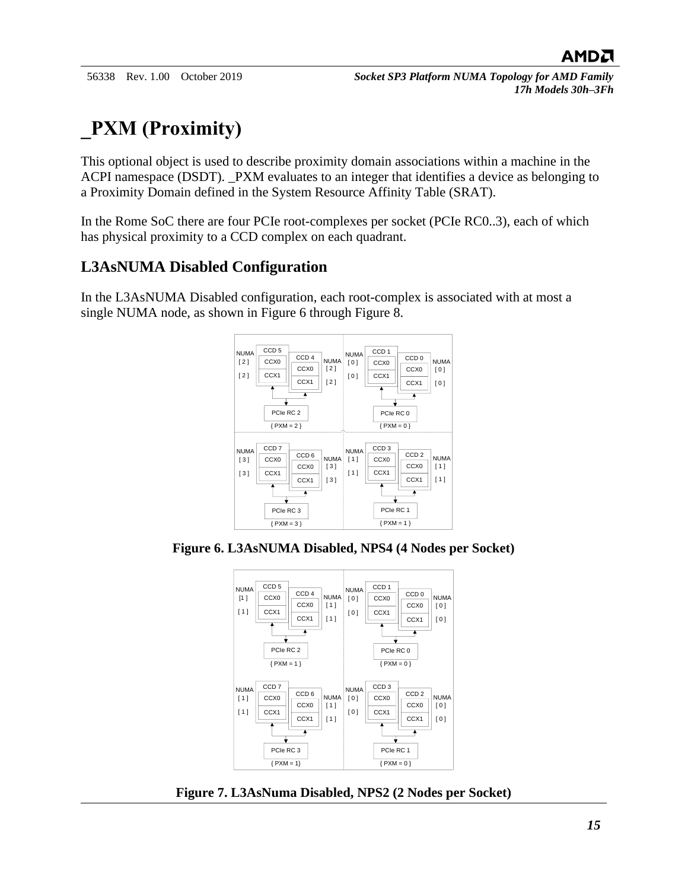# _PXM (Proximity)

This optional object is used to describe proximity domain associations within a machine in the ACPI namespace (DSDT). _PXM evaluates to an integer that identifies a device as belonging to a Proximity Domain defined in the System Resource Affinity Table (SRAT).

In the Rome SoC there are four PCIe root-complexes per socket (PCIe RC0..3), each of which has physical proximity to a CCD complex on each quadrant.

## L3AsNUMA Disabled Configuration

In the L3AsNUMA Disabled configuration, each root-complex is associated with at most a single NUMA node, as shown in Figure 6 through Figure 8.

**Figure 6. L3AsNUMA Disabled, NPS4 (4 Nodes per Socket)**

**Figure 7. L3AsNuma Disabled, NPS2 (2 Nodes per Socket)**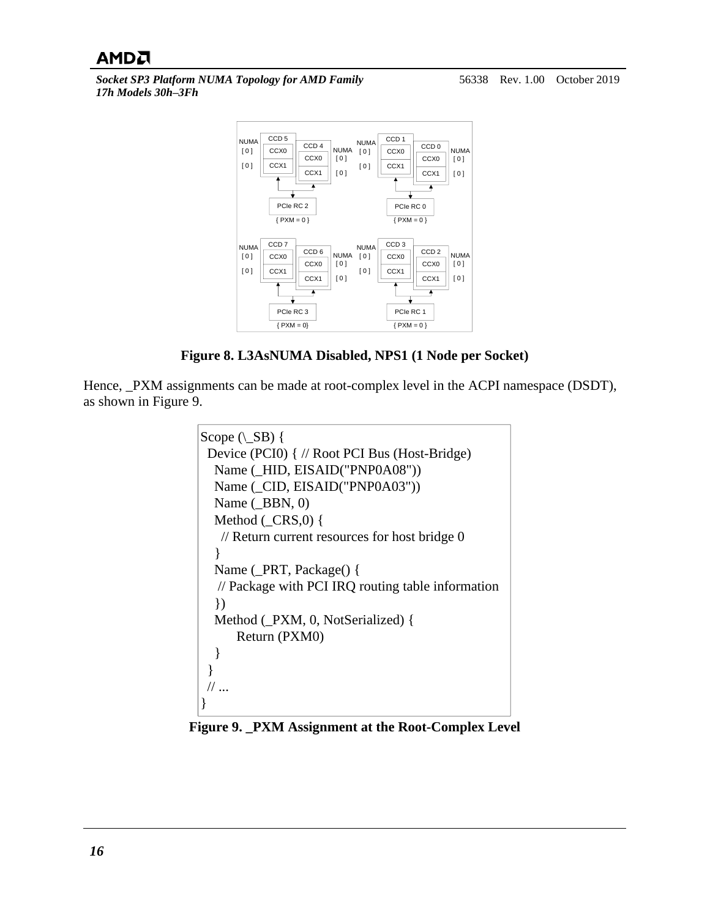Figure 8. L3AsNUMA Disabled, NPS1 (1 Node per Socket)

Hence, _PXM assignments can be made at root-complex level in the ACPI namespace (DSDT), as shown in Figure 9.

```
Scope (\_SB) {
  Device (PCI0) { // Root PCI Bus (Host-Bridge)
    Name (_HID, EISAID("PNP0A08"))
    Name (_CID, EISAID("PNP0A03"))
    Name (_BBN, 0)
    Method (_CRS,0) {
      // Return current resources for host bridge 0
    }
    Name (_PRT, Package() {
     // Package with PCI IRQ routing table information
    })
    Method (_PXM, 0, NotSerialized) {
         Return (PXM0)
    }
  }
  // ...
}
```

**Figure 9. _PXM Assignment at the Root-Complex Level**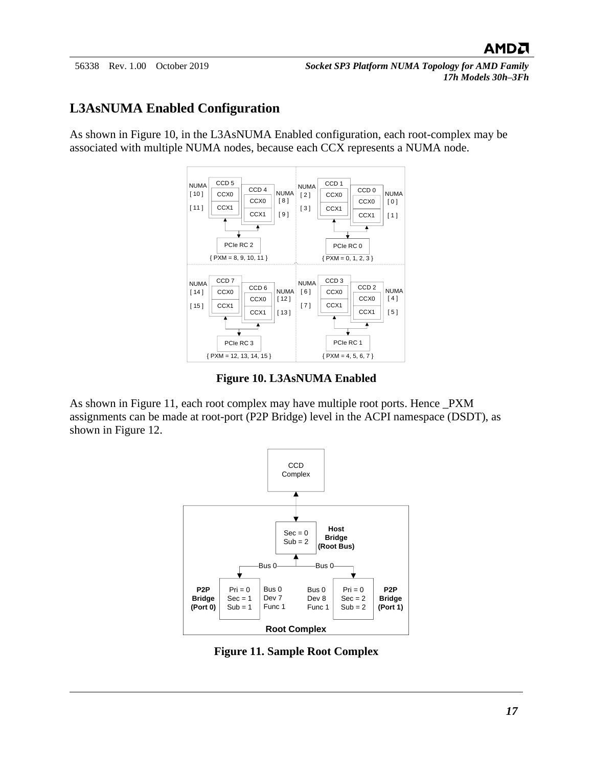## L3AsNUMA Enabled Configuration

As shown in Figure 10, in the L3AsNUMA Enabled configuration, each root-complex may be associated with multiple NUMA nodes, because each CCX represents a NUMA node.

**Figure 10. L3AsNUMA Enabled**

As shown in Figure 11, each root complex may have multiple root ports. Hence _PXM assignments can be made at root-port (P2P Bridge) level in the ACPI namespace (DSDT), as shown in Figure 12.

**Figure 11. Sample Root Complex**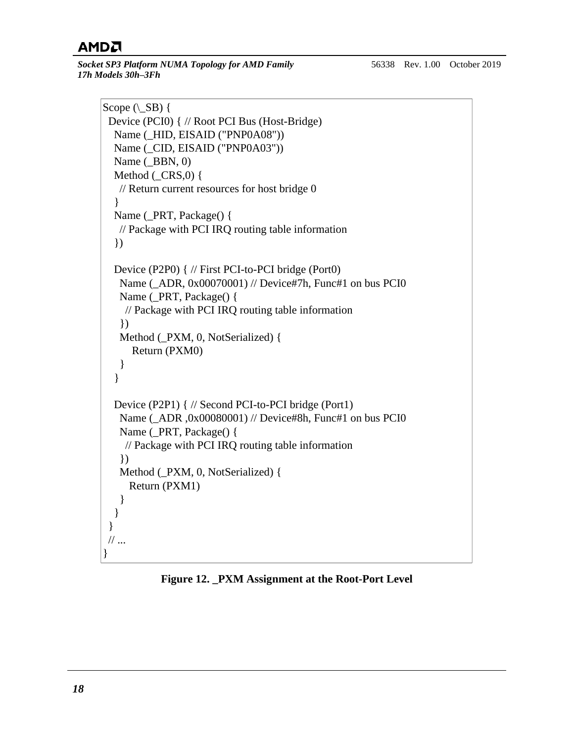```
Scope (\_SB) {
  Device (PCI0) { // Root PCI Bus (Host-Bridge)
    Name (_HID, EISAID ("PNP0A08"))
    Name (_CID, EISAID ("PNP0A03"))
    Name (_BBN, 0)
    Method (_CRS,0) {
      // Return current resources for host bridge 0
    }
    Name (_PRT, Package() {
      // Package with PCI IRQ routing table information
    })

    Device (P2P0) { // First PCI-to-PCI bridge (Port0)
      Name (_ADR, 0x00070001) // Device#7h, Func#1 on bus PCI0
      Name (_PRT, Package() {
        // Package with PCI IRQ routing table information
      })
      Method (_PXM, 0, NotSerialized) {
          Return (PXM0)
      }
    }

    Device (P2P1) { // Second PCI-to-PCI bridge (Port1)
      Name (_ADR ,0x00080001) // Device#8h, Func#1 on bus PCI0
      Name (_PRT, Package() {
        // Package with PCI IRQ routing table information
      })
      Method (_PXM, 0, NotSerialized) {
         Return (PXM1)
      }
    }
  }
  // ...
}
```

**Figure 12. _PXM Assignment at the Root-Port Level**